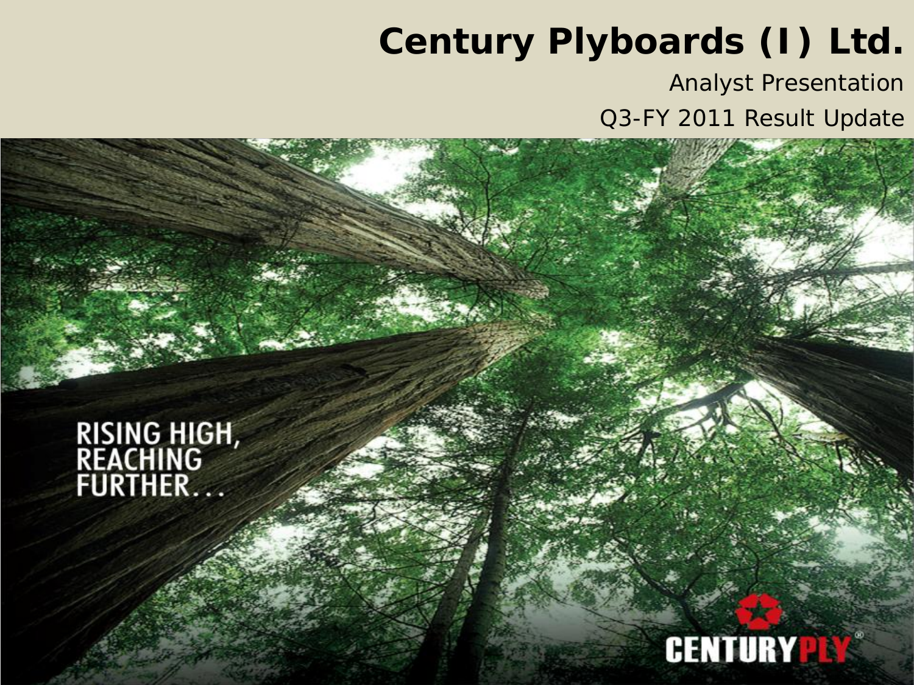# Century Plyboards (I) Ltd.

Analyst Presentation

Q3-FY 2011 Result Update

RISING HIGH, REACHING FURTHER...

CENTURYPLY®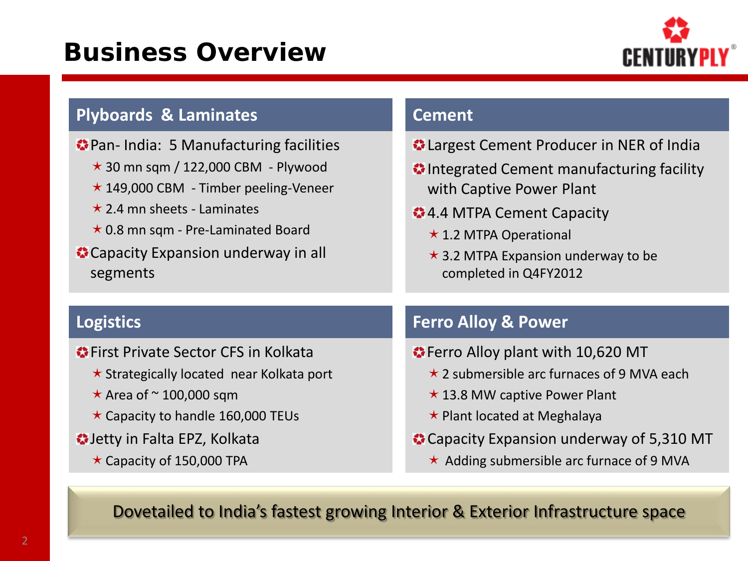# Business Overview

## Plyboards & Laminates

- Pan- India: 5 Manufacturing facilities
  - 30 mn sqm / 122,000 CBM - Plywood
  - 149,000 CBM - Timber peeling-Veneer
  - 2.4 mn sheets - Laminates
  - 0.8 mn sqm - Pre-Laminated Board
- Capacity Expansion underway in all segments

## Cement

- Largest Cement Producer in NER of India
- Integrated Cement manufacturing facility with Captive Power Plant
- 4.4 MTPA Cement Capacity
  - 1.2 MTPA Operational
  - 3.2 MTPA Expansion underway to be completed in Q4FY2012

## Logistics

- First Private Sector CFS in Kolkata
  - Strategically located near Kolkata port
  - Area of ~ 100,000 sqm
  - Capacity to handle 160,000 TEUs
- Jetty in Falta EPZ, Kolkata
  - Capacity of 150,000 TPA

## Ferro Alloy & Power

- Ferro Alloy plant with 10,620 MT
  - 2 submersible arc furnaces of 9 MVA each
  - 13.8 MW captive Power Plant
  - Plant located at Meghalaya
- Capacity Expansion underway of 5,310 MT
  - Adding submersible arc furnace of 9 MVA

**Dovetailed to India's fastest growing Interior & Exterior Infrastructure space**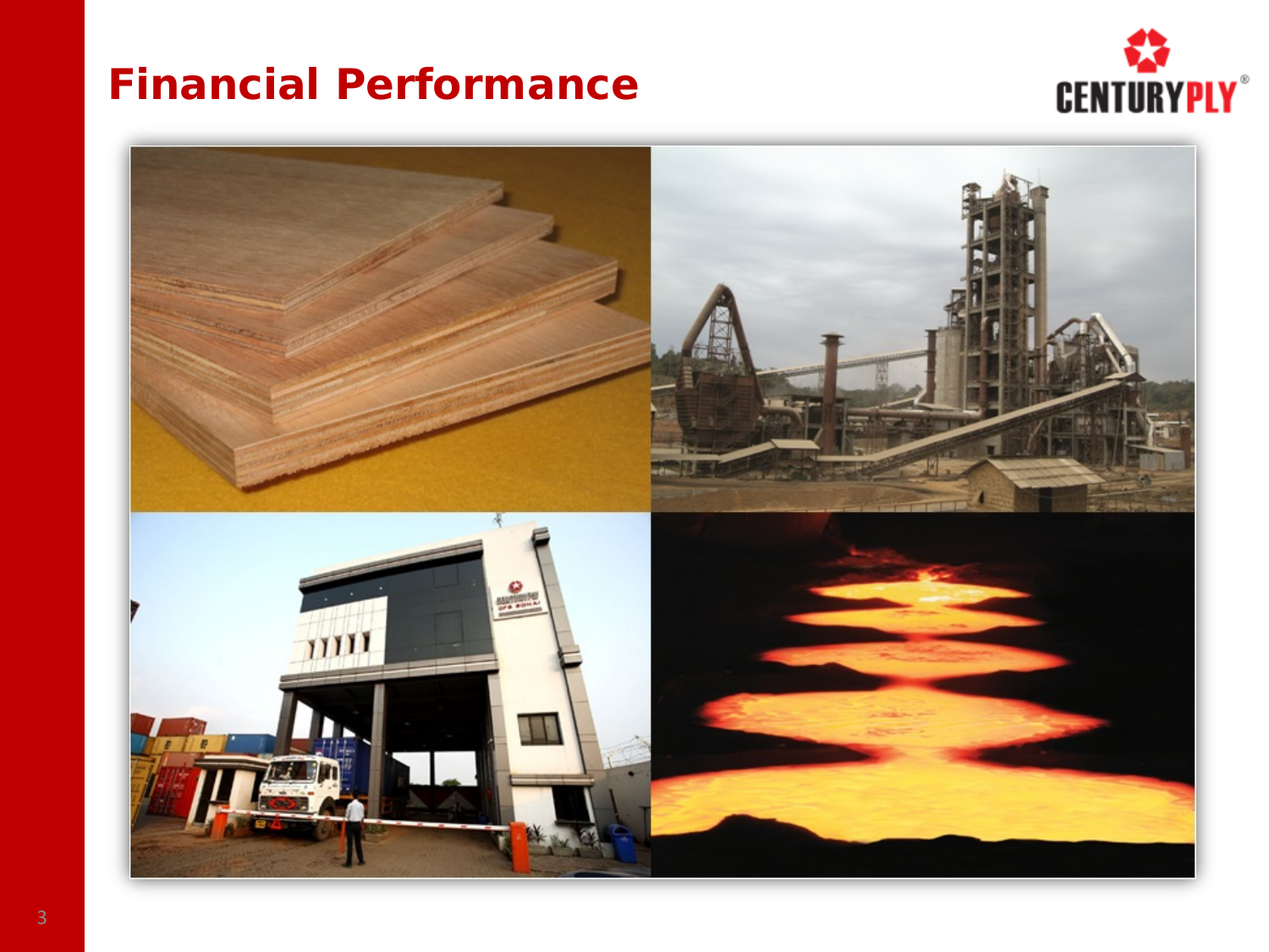# Financial Performance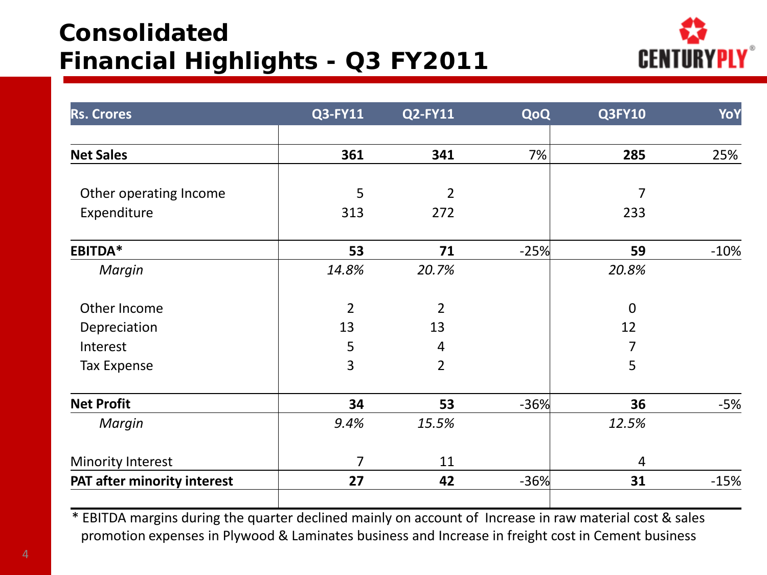# Consolidated Financial Highlights - Q3 FY2011

| Rs. Crores | Q3-FY11 | Q2-FY11 | QoQ | Q3FY10 | YoY |
|---|---|---|---|---|---|
| **Net Sales** | **361** | **341** | 7% | **285** | 25% |
| Other operating Income | 5 | 2 | | 7 | |
| Expenditure | 313 | 272 | | 233 | |
| **EBITDA*** | **53** | **71** | -25% | **59** | -10% |
| *Margin* | *14.8%* | *20.7%* | | *20.8%* | |
| Other Income | 2 | 2 | | 0 | |
| Depreciation | 13 | 13 | | 12 | |
| Interest | 5 | 4 | | 7 | |
| Tax Expense | 3 | 2 | | 5 | |
| **Net Profit** | **34** | **53** | -36% | **36** | -5% |
| *Margin* | *9.4%* | *15.5%* | | *12.5%* | |
| Minority Interest | 7 | 11 | | 4 | |
| **PAT after minority interest** | **27** | **42** | -36% | **31** | -15% |

* EBITDA margins during the quarter declined mainly on account of Increase in raw material cost & sales promotion expenses in Plywood & Laminates business and Increase in freight cost in Cement business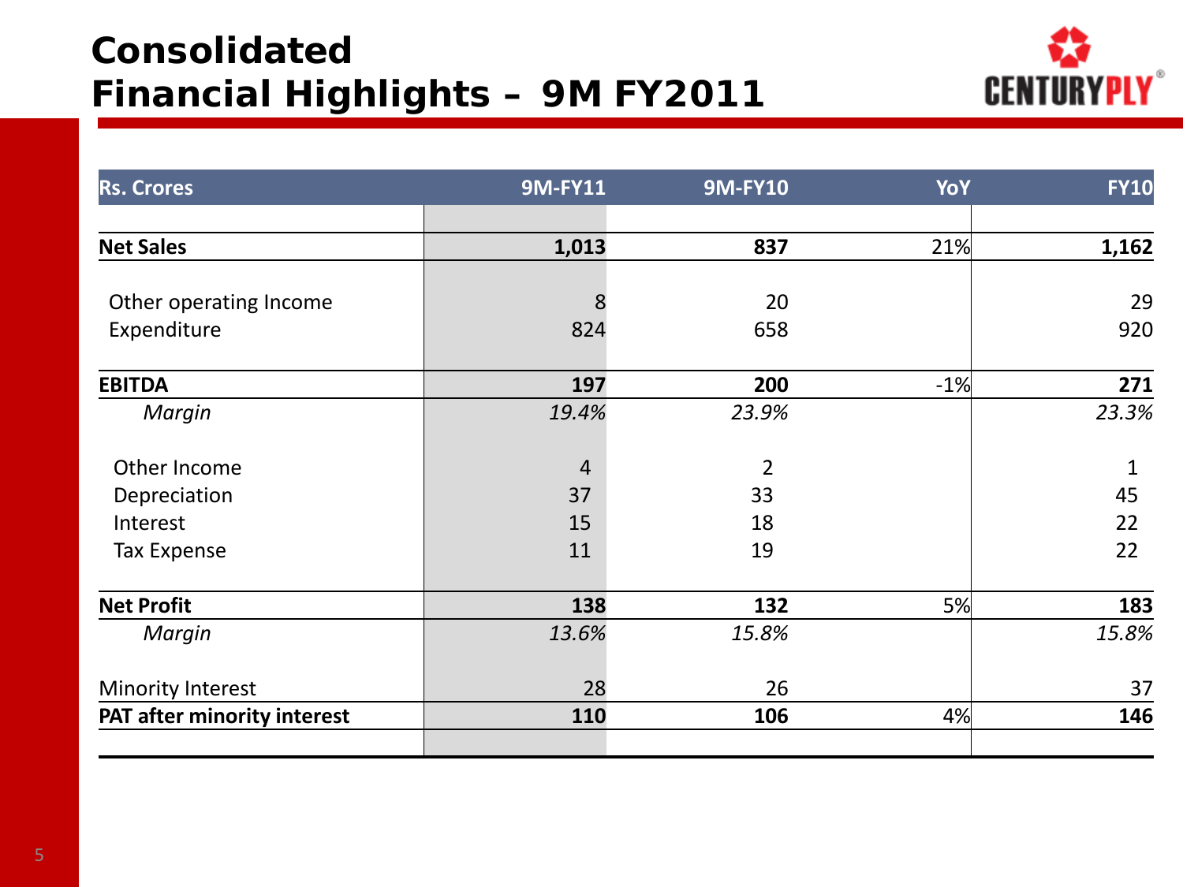# Consolidated Financial Highlights – 9M FY2011

| Rs. Crores | 9M-FY11 | 9M-FY10 | YoY | FY10 |
|---|---|---|---|---|
| **Net Sales** | **1,013** | **837** | 21% | **1,162** |
| Other operating Income | 8 | 20 | | 29 |
| Expenditure | 824 | 658 | | 920 |
| **EBITDA** | **197** | **200** | -1% | **271** |
| *Margin* | *19.4%* | *23.9%* | | *23.3%* |
| Other Income | 4 | 2 | | 1 |
| Depreciation | 37 | 33 | | 45 |
| Interest | 15 | 18 | | 22 |
| Tax Expense | 11 | 19 | | 22 |
| **Net Profit** | **138** | **132** | 5% | **183** |
| *Margin* | *13.6%* | *15.8%* | | *15.8%* |
| Minority Interest | 28 | 26 | | 37 |
| **PAT after minority interest** | **110** | **106** | 4% | **146** |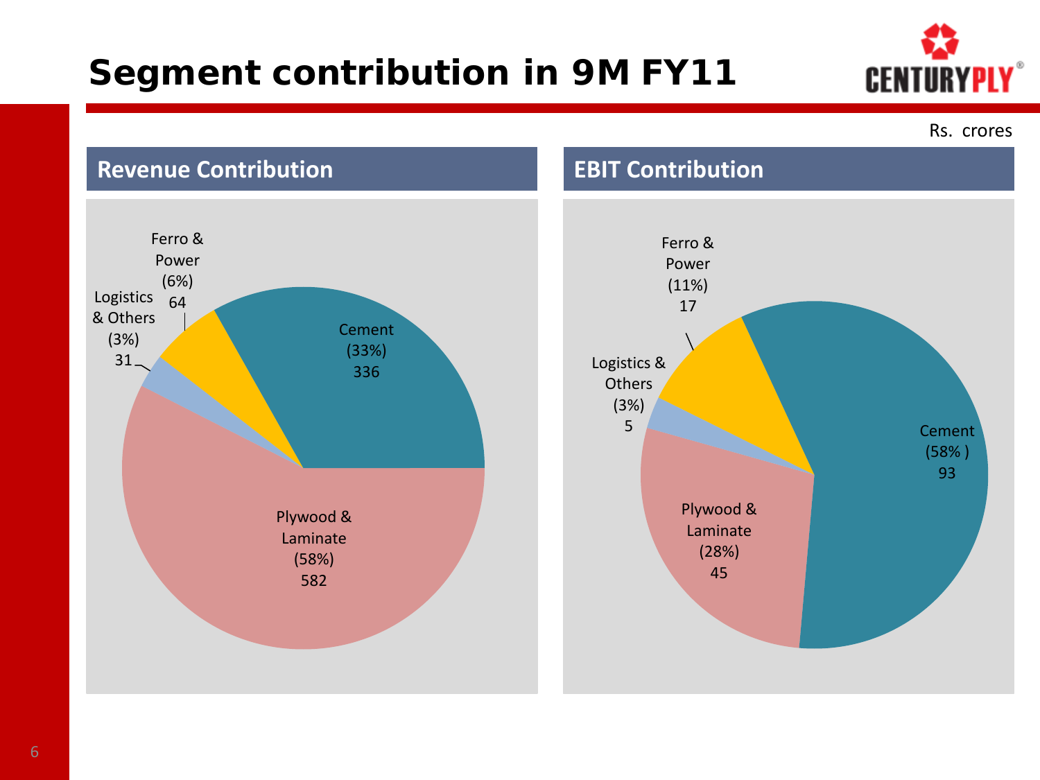# Segment contribution in 9M FY11

Rs. crores

## Revenue Contribution

| Segment | Share | Rs. crores |
|---|---|---|
| Plywood & Laminate | 58% | 582 |
| Cement | 33% | 336 |
| Ferro & Power | 6% | 64 |
| Logistics & Others | 3% | 31 |

## EBIT Contribution

| Segment | Share | Rs. crores |
|---|---|---|
| Cement | 58% | 93 |
| Plywood & Laminate | 28% | 45 |
| Ferro & Power | 11% | 17 |
| Logistics & Others | 3% | 5 |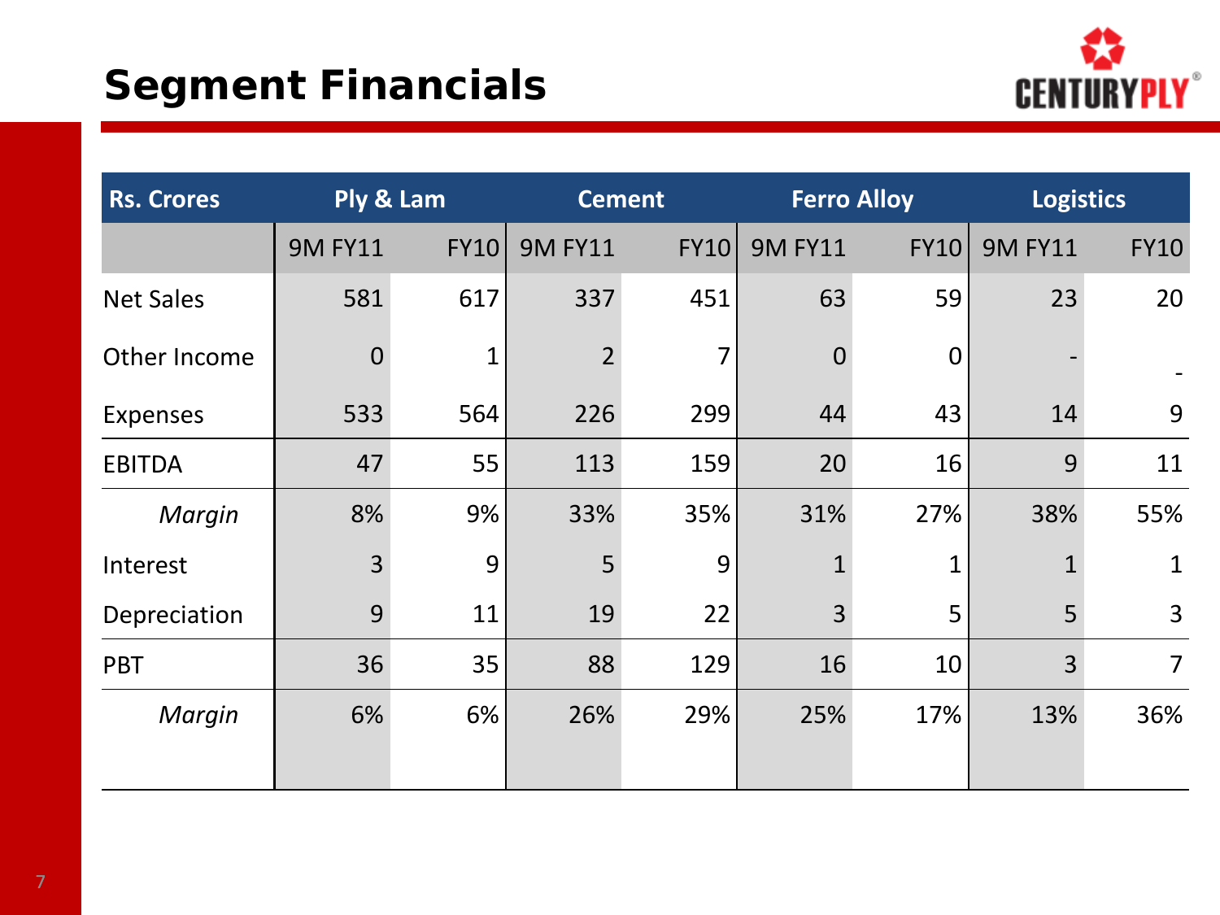# Segment Financials

| Rs. Crores | Ply & Lam | | Cement | | Ferro Alloy | | Logistics | |
|---|---|---|---|---|---|---|---|---|
| | 9M FY11 | FY10 | 9M FY11 | FY10 | 9M FY11 | FY10 | 9M FY11 | FY10 |
| Net Sales | 581 | 617 | 337 | 451 | 63 | 59 | 23 | 20 |
| Other Income | 0 | 1 | 2 | 7 | 0 | 0 | - | - |
| Expenses | 533 | 564 | 226 | 299 | 44 | 43 | 14 | 9 |
| EBITDA | 47 | 55 | 113 | 159 | 20 | 16 | 9 | 11 |
| *Margin* | 8% | 9% | 33% | 35% | 31% | 27% | 38% | 55% |
| Interest | 3 | 9 | 5 | 9 | 1 | 1 | 1 | 1 |
| Depreciation | 9 | 11 | 19 | 22 | 3 | 5 | 5 | 3 |
| PBT | 36 | 35 | 88 | 129 | 16 | 10 | 3 | 7 |
| *Margin* | 6% | 6% | 26% | 29% | 25% | 17% | 13% | 36% |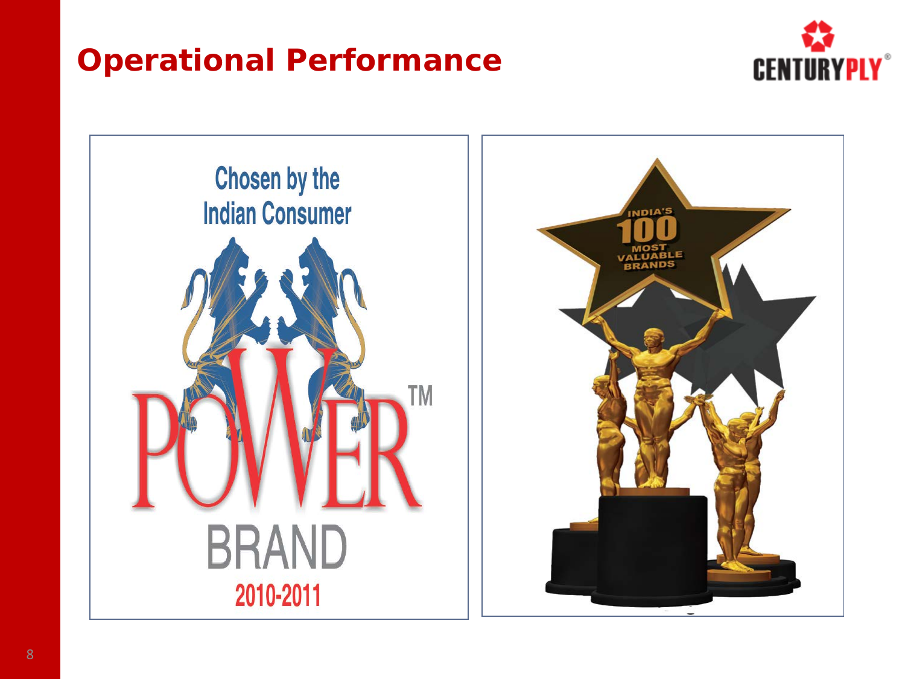# Operational Performance

Chosen by the Indian Consumer

POWER™

BRAND

2010-2011

INDIA'S 100 MOST VALUABLE BRANDS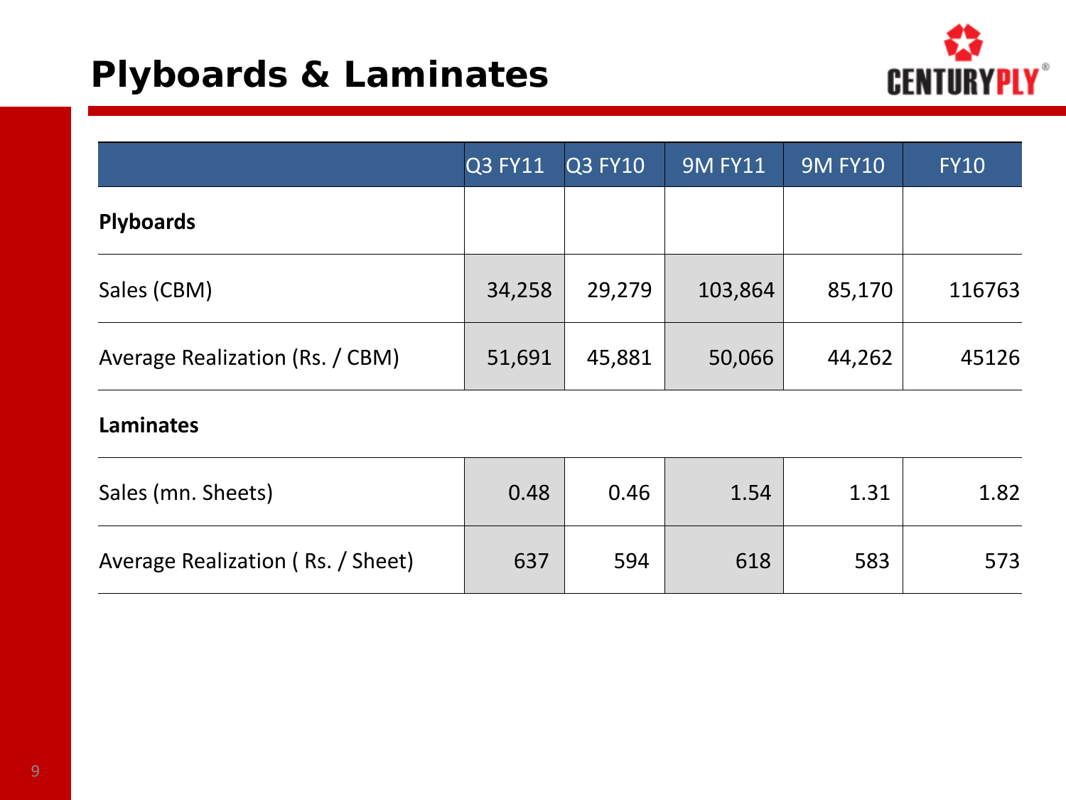# Plyboards & Laminates

| | Q3 FY11 | Q3 FY10 | 9M FY11 | 9M FY10 | FY10 |
|---|---|---|---|---|---|
| **Plyboards** | | | | | |
| Sales (CBM) | 34,258 | 29,279 | 103,864 | 85,170 | 116763 |
| Average Realization (Rs. / CBM) | 51,691 | 45,881 | 50,066 | 44,262 | 45126 |
| **Laminates** | | | | | |
| Sales (mn. Sheets) | 0.48 | 0.46 | 1.54 | 1.31 | 1.82 |
| Average Realization ( Rs. / Sheet) | 637 | 594 | 618 | 583 | 573 |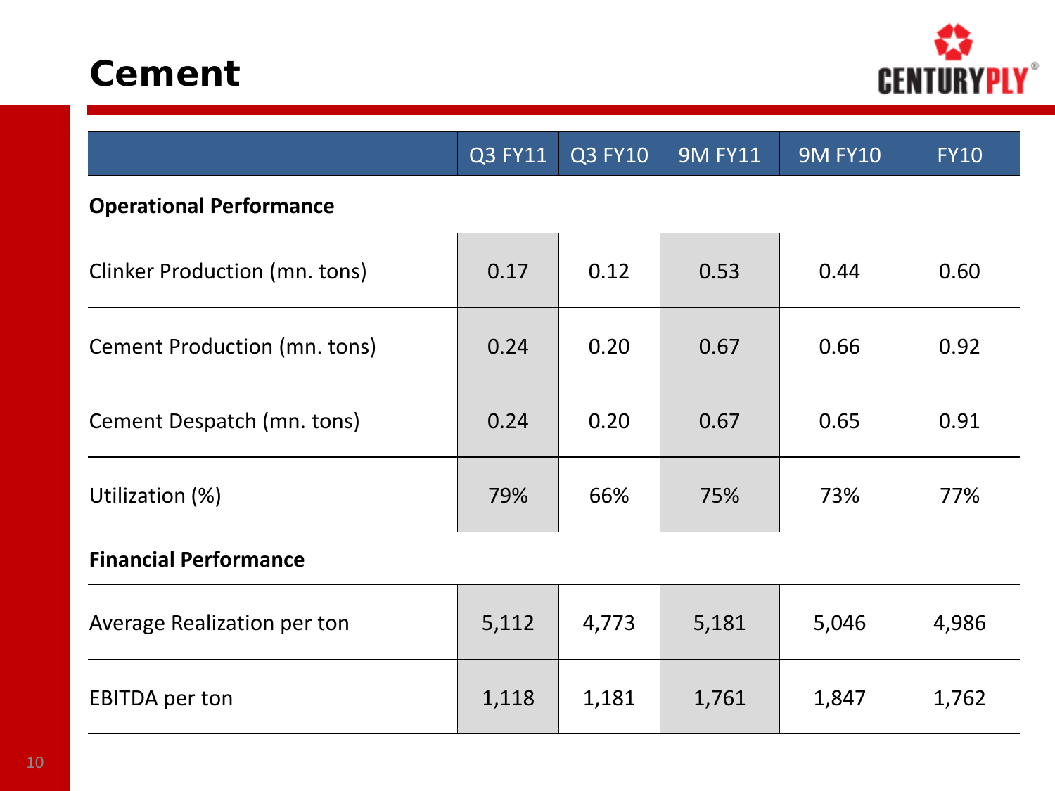# Cement

| | Q3 FY11 | Q3 FY10 | 9M FY11 | 9M FY10 | FY10 |
|---|---|---|---|---|---|
| **Operational Performance** | | | | | |
| Clinker Production (mn. tons) | 0.17 | 0.12 | 0.53 | 0.44 | 0.60 |
| Cement Production (mn. tons) | 0.24 | 0.20 | 0.67 | 0.66 | 0.92 |
| Cement Despatch (mn. tons) | 0.24 | 0.20 | 0.67 | 0.65 | 0.91 |
| Utilization (%) | 79% | 66% | 75% | 73% | 77% |
| **Financial Performance** | | | | | |
| Average Realization per ton | 5,112 | 4,773 | 5,181 | 5,046 | 4,986 |
| EBITDA per ton | 1,118 | 1,181 | 1,761 | 1,847 | 1,762 |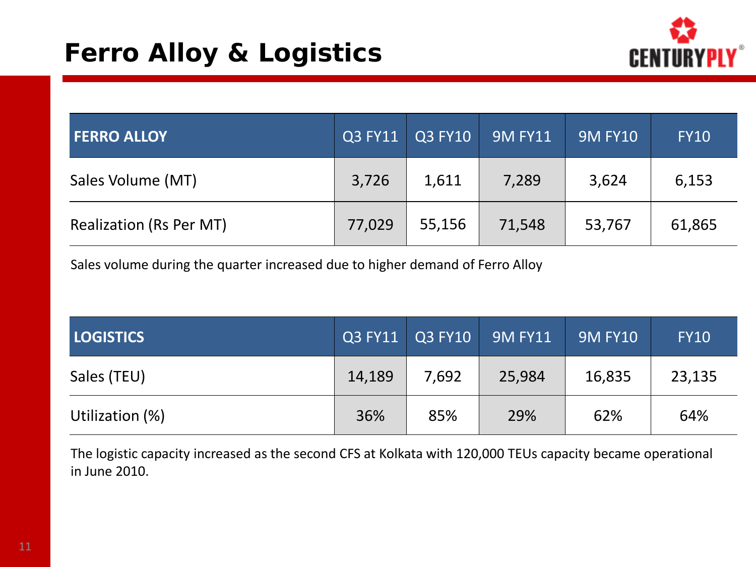# Ferro Alloy & Logistics

| FERRO ALLOY | Q3 FY11 | Q3 FY10 | 9M FY11 | 9M FY10 | FY10 |
|---|---|---|---|---|---|
| Sales Volume (MT) | 3,726 | 1,611 | 7,289 | 3,624 | 6,153 |
| Realization (Rs Per MT) | 77,029 | 55,156 | 71,548 | 53,767 | 61,865 |

Sales volume during the quarter increased due to higher demand of Ferro Alloy

| LOGISTICS | Q3 FY11 | Q3 FY10 | 9M FY11 | 9M FY10 | FY10 |
|---|---|---|---|---|---|
| Sales (TEU) | 14,189 | 7,692 | 25,984 | 16,835 | 23,135 |
| Utilization (%) | 36% | 85% | 29% | 62% | 64% |

The logistic capacity increased as the second CFS at Kolkata with 120,000 TEUs capacity became operational in June 2010.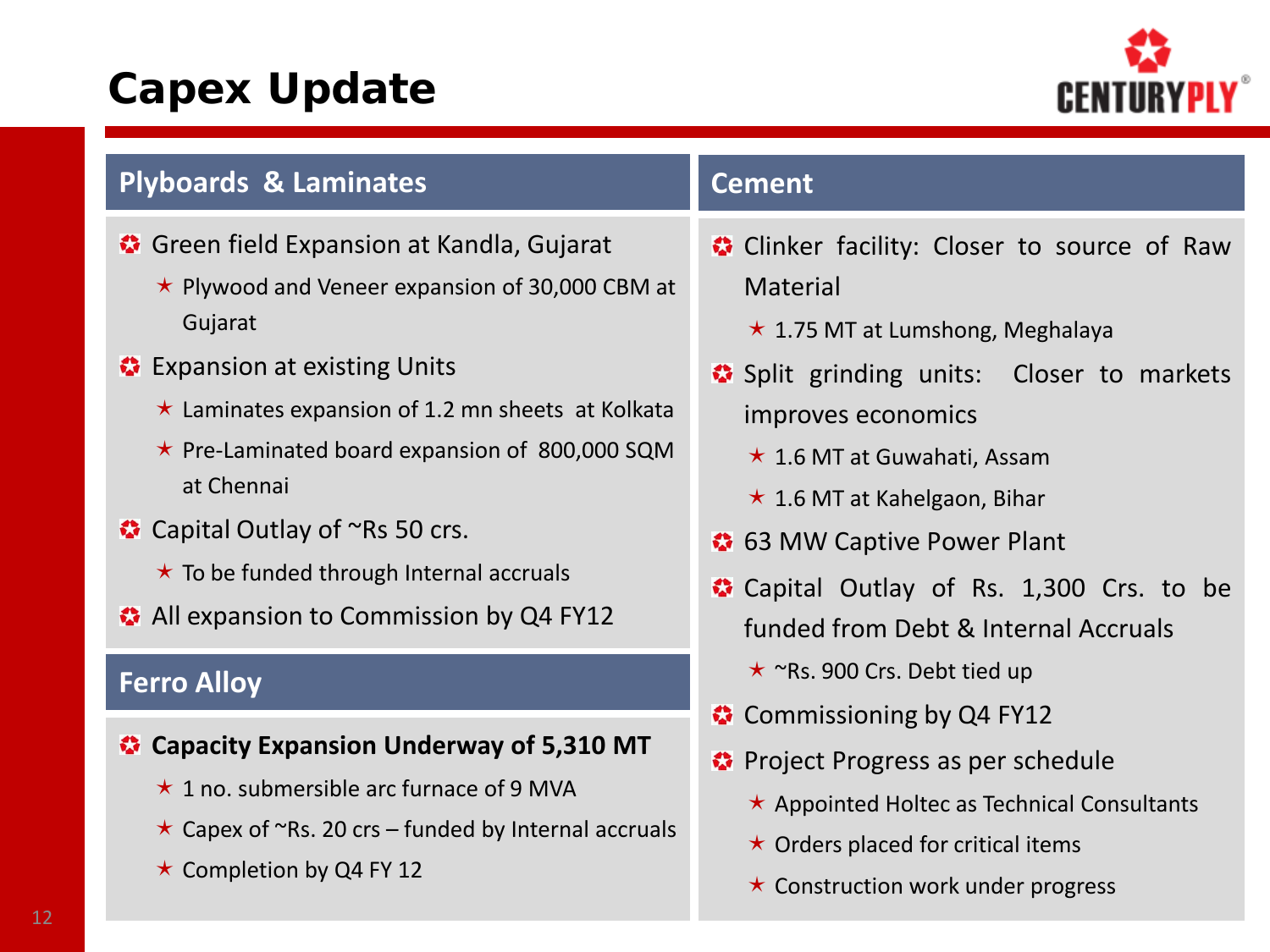# Capex Update

## Plyboards & Laminates

- Green field Expansion at Kandla, Gujarat
  - Plywood and Veneer expansion of 30,000 CBM at Gujarat
- Expansion at existing Units
  - Laminates expansion of 1.2 mn sheets at Kolkata
  - Pre-Laminated board expansion of 800,000 SQM at Chennai
- Capital Outlay of ~Rs 50 crs.
  - To be funded through Internal accruals
- All expansion to Commission by Q4 FY12

## Ferro Alloy

- **Capacity Expansion Underway of 5,310 MT**
  - 1 no. submersible arc furnace of 9 MVA
  - Capex of ~Rs. 20 crs – funded by Internal accruals
  - Completion by Q4 FY 12

## Cement

- Clinker facility: Closer to source of Raw Material
  - 1.75 MT at Lumshong, Meghalaya
- Split grinding units: Closer to markets improves economics
  - 1.6 MT at Guwahati, Assam
  - 1.6 MT at Kahelgaon, Bihar
- 63 MW Captive Power Plant
- Capital Outlay of Rs. 1,300 Crs. to be funded from Debt & Internal Accruals
  - ~Rs. 900 Crs. Debt tied up
- Commissioning by Q4 FY12
- Project Progress as per schedule
  - Appointed Holtec as Technical Consultants
  - Orders placed for critical items
  - Construction work under progress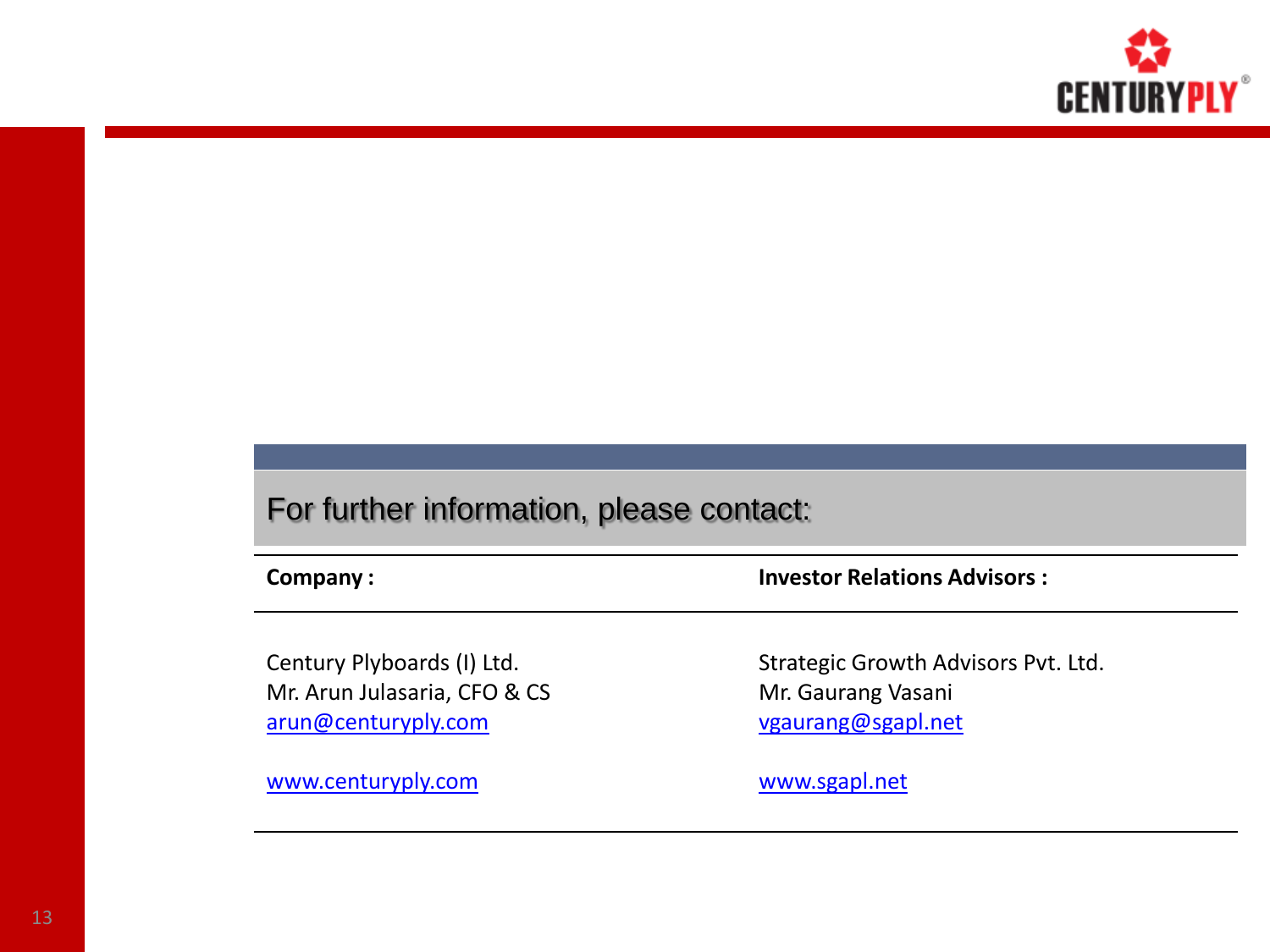## For further information, please contact:

| **Company :** | **Investor Relations Advisors :** |
|---|---|
| Century Plyboards (I) Ltd.<br>Mr. Arun Julasaria, CFO & CS<br>arun@centuryply.com<br><br>www.centuryply.com | Strategic Growth Advisors Pvt. Ltd.<br>Mr. Gaurang Vasani<br>vgaurang@sgapl.net<br><br>www.sgapl.net |